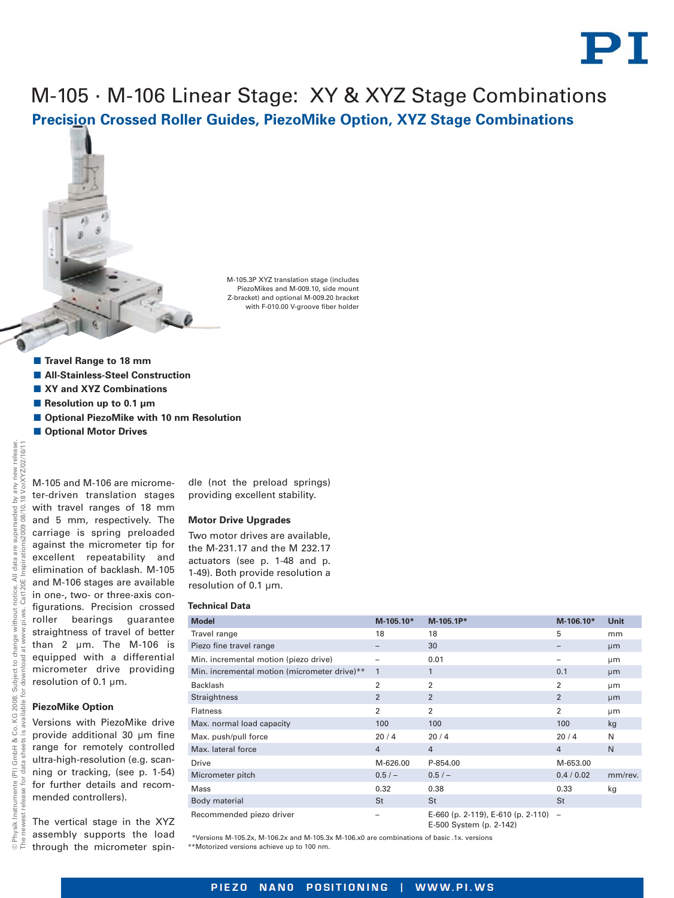# M-105 · M-106 Linear Stage: XY & XYZ Stage Combinations

## Precision Crossed Roller Guides, PiezoMike Option, XYZ Stage Combinations

M-105.3P XYZ translation stage (includes PiezoMikes and M-009.10, side mount Z-bracket) and optional M-009.20 bracket with F-010.00 V-groove fiber holder

- **Travel Range to 18 mm**
- **All-Stainless-Steel Construction**
- **XY and XYZ Combinations**
- **Resolution up to 0.1 µm**
- **Optional PiezoMike with 10 nm Resolution**
- **Optional Motor Drives**

M-105 and M-106 are micrometer-driven translation stages with travel ranges of 18 mm and 5 mm, respectively. The carriage is spring preloaded against the micrometer tip for excellent repeatability and elimination of backlash. M-105 and M-106 stages are available in one-, two- or three-axis configurations. Precision crossed roller bearings guarantee straightness of travel of better than 2 µm. The M-106 is equipped with a differential micrometer drive providing resolution of 0.1 µm.

### PiezoMike Option

Versions with PiezoMike drive provide additional 30 µm fine range for remotely controlled ultra-high-resolution (e.g. scanning or tracking, (see p. 1-54) for further details and recommended controllers).

The vertical stage in the XYZ assembly supports the load through the micrometer spindle (not the preload springs) providing excellent stability.

### Motor Drive Upgrades

Two motor drives are available, the M-231.17 and the M 232.17 actuators (see p. 1-48 and p. 1-49). Both provide resolution a resolution of 0.1 µm.

### Technical Data

| Model | M-105.10* | M-105.1P* | M-106.10* | Unit |
|---|---|---|---|---|
| Travel range | 18 | 18 | 5 | mm |
| Piezo fine travel range | – | 30 | – | µm |
| Min. incremental motion (piezo drive) | – | 0.01 | – | µm |
| Min. incremental motion (micrometer drive)** | 1 | 1 | 0.1 | µm |
| Backlash | 2 | 2 | 2 | µm |
| Straightness | 2 | 2 | 2 | µm |
| Flatness | 2 | 2 | 2 | µm |
| Max. normal load capacity | 100 | 100 | 100 | kg |
| Max. push/pull force | 20 / 4 | 20 / 4 | 20 / 4 | N |
| Max. lateral force | 4 | 4 | 4 | N |
| Drive | M-626.00 | P-854.00 | M-653.00 | |
| Micrometer pitch | 0.5 / – | 0.5 / – | 0.4 / 0.02 | mm/rev. |
| Mass | 0.32 | 0.38 | 0.33 | kg |
| Body material | St | St | St | |
| Recommended piezo driver | – | E-660 (p. 2-119), E-610 (p. 2-110) E-500 System (p. 2-142) | – | |

*Versions M-105.2x, M-106.2x and M-105.3x M-106.x0 are combinations of basic .1x. versions

**Motorized versions achieve up to 100 nm.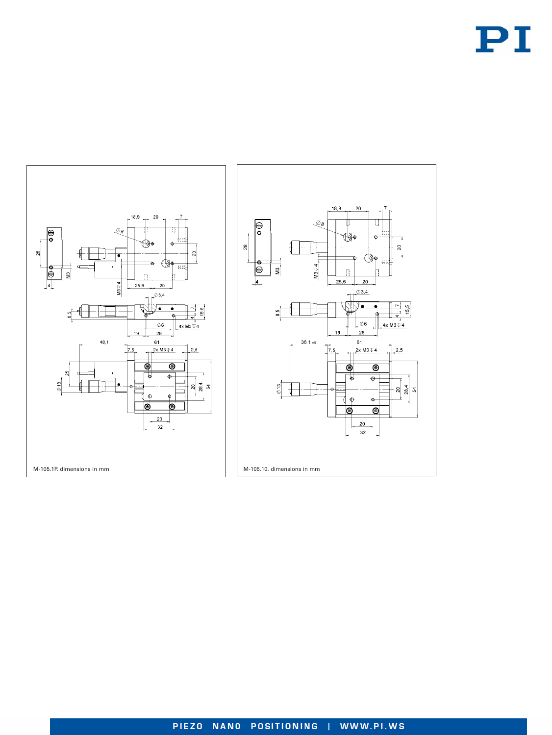M-105.1P. dimensions in mm

M-105.10. dimensions in mm